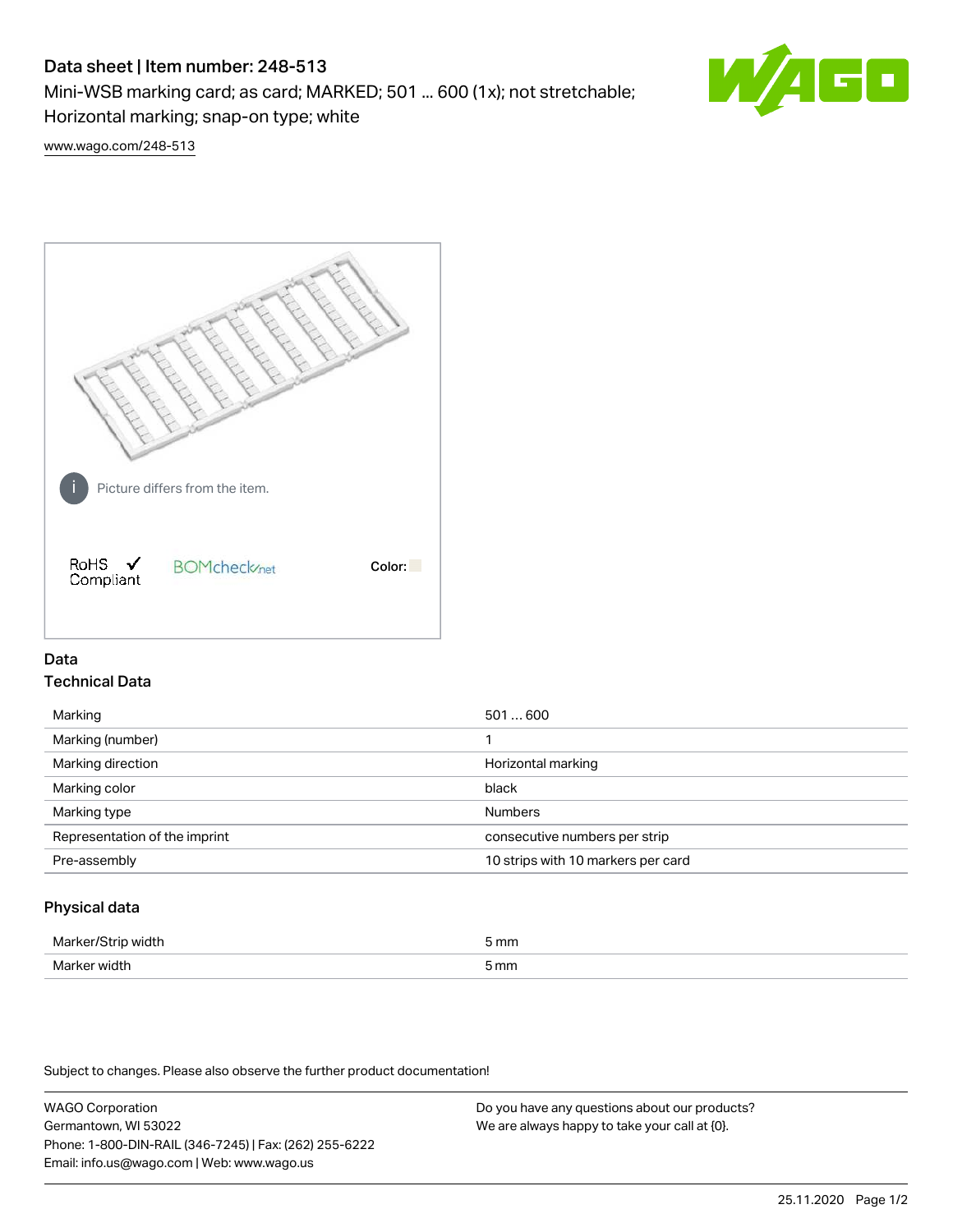# Data sheet | Item number: 248-513

Mini-WSB marking card; as card; MARKED; 501 ... 600 (1x); not stretchable; Horizontal marking; snap-on type; white

www.wago.com/248-513

Picture differs from the item.

RoHS ✓ Compliant

BOMcheck.net

Color:

## Data

### Technical Data

| | |
|---|---|
| Marking | 501 … 600 |
| Marking (number) | 1 |
| Marking direction | Horizontal marking |
| Marking color | black |
| Marking type | Numbers |
| Representation of the imprint | consecutive numbers per strip |
| Pre-assembly | 10 strips with 10 markers per card |

### Physical data

| | |
|---|---|
| Marker/Strip width | 5 mm |
| Marker width | 5 mm |

Subject to changes. Please also observe the further product documentation!

WAGO Corporation
Germantown, WI 53022
Phone: 1-800-DIN-RAIL (346-7245) | Fax: (262) 255-6222
Email: info.us@wago.com | Web: www.wago.us

Do you have any questions about our products?
We are always happy to take your call at {0}.

25.11.2020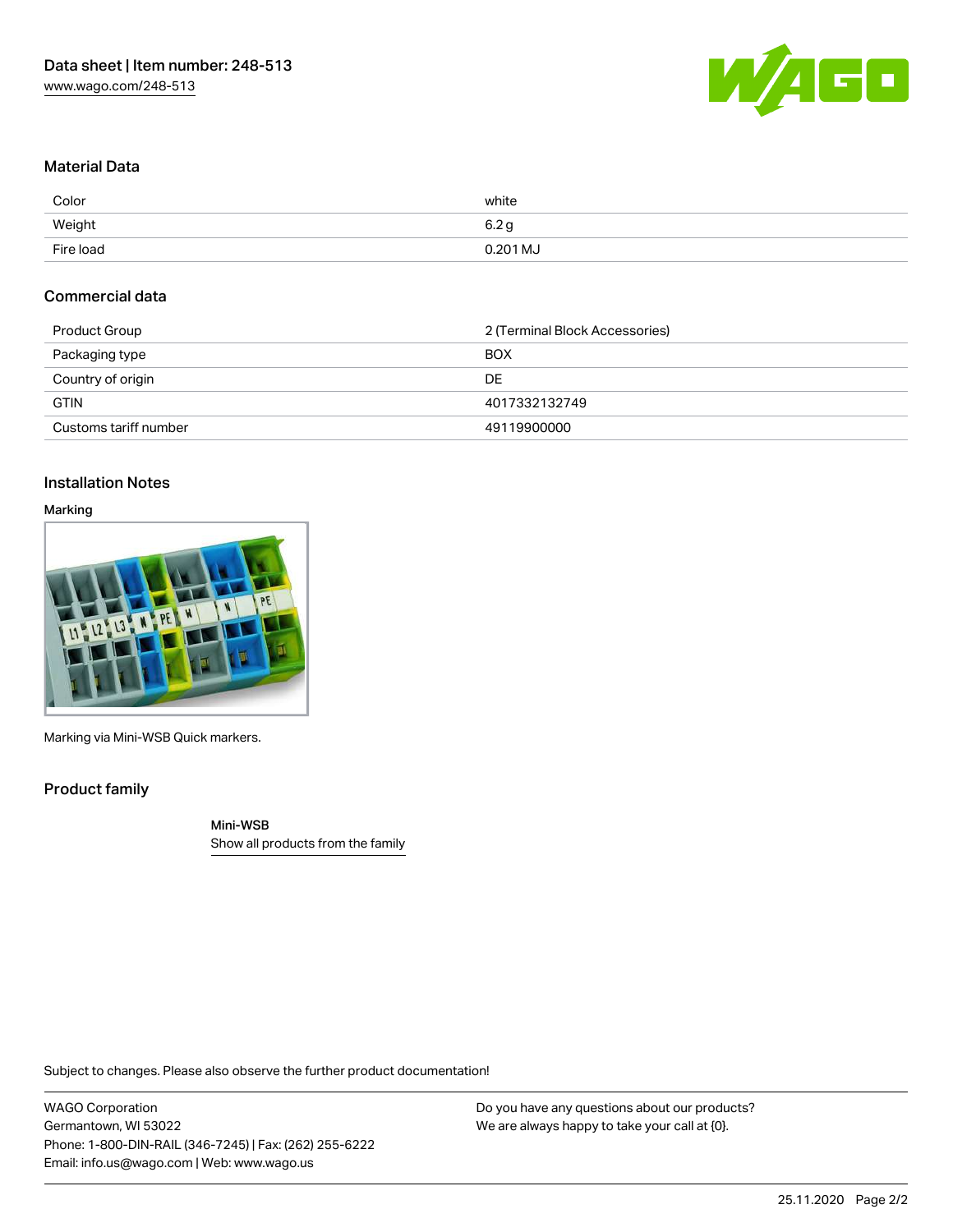Data sheet | Item number: 248-513
www.wago.com/248-513

## Material Data

| | |
|---|---|
| Color | white |
| Weight | 6.2 g |
| Fire load | 0.201 MJ |

## Commercial data

| | |
|---|---|
| Product Group | 2 (Terminal Block Accessories) |
| Packaging type | BOX |
| Country of origin | DE |
| GTIN | 4017332132749 |
| Customs tariff number | 49119900000 |

## Installation Notes

### Marking

Marking via Mini-WSB Quick markers.

## Product family

Mini-WSB
Show all products from the family

Subject to changes. Please also observe the further product documentation!

WAGO Corporation
Germantown, WI 53022
Phone: 1-800-DIN-RAIL (346-7245) | Fax: (262) 255-6222
Email: info.us@wago.com | Web: www.wago.us

Do you have any questions about our products?
We are always happy to take your call at {0}.

25.11.2020